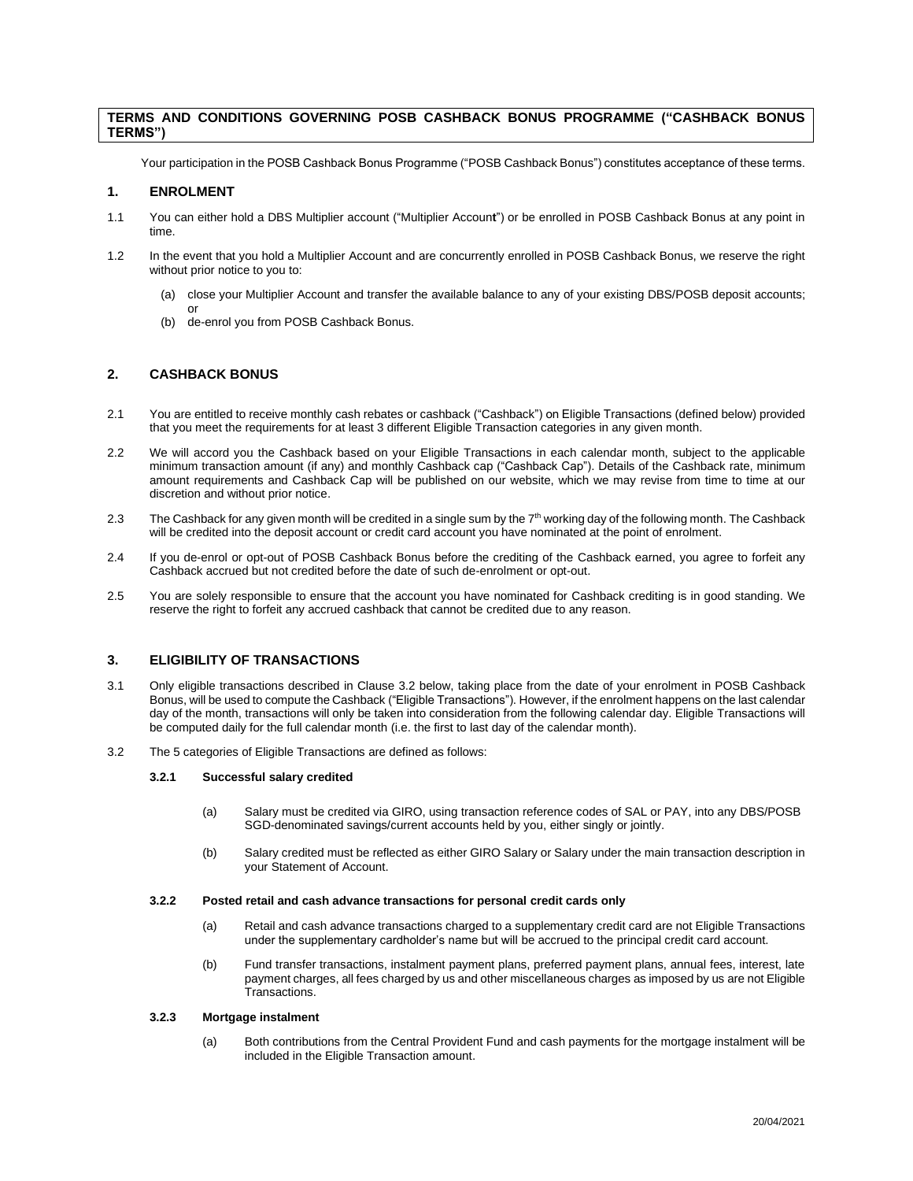# TERMS AND CONDITIONS GOVERNING POSB CASHBACK BONUS PROGRAMME ("CASHBACK BONUS TERMS")

Your participation in the POSB Cashback Bonus Programme ("POSB Cashback Bonus") constitutes acceptance of these terms.

## 1. ENROLMENT

1.1 You can either hold a DBS Multiplier account ("Multiplier Account") or be enrolled in POSB Cashback Bonus at any point in time.

1.2 In the event that you hold a Multiplier Account and are concurrently enrolled in POSB Cashback Bonus, we reserve the right without prior notice to you to:

(a) close your Multiplier Account and transfer the available balance to any of your existing DBS/POSB deposit accounts; or

(b) de-enrol you from POSB Cashback Bonus.

## 2. CASHBACK BONUS

2.1 You are entitled to receive monthly cash rebates or cashback ("Cashback") on Eligible Transactions (defined below) provided that you meet the requirements for at least 3 different Eligible Transaction categories in any given month.

2.2 We will accord you the Cashback based on your Eligible Transactions in each calendar month, subject to the applicable minimum transaction amount (if any) and monthly Cashback cap ("Cashback Cap"). Details of the Cashback rate, minimum amount requirements and Cashback Cap will be published on our website, which we may revise from time to time at our discretion and without prior notice.

2.3 The Cashback for any given month will be credited in a single sum by the 7th working day of the following month. The Cashback will be credited into the deposit account or credit card account you have nominated at the point of enrolment.

2.4 If you de-enrol or opt-out of POSB Cashback Bonus before the crediting of the Cashback earned, you agree to forfeit any Cashback accrued but not credited before the date of such de-enrolment or opt-out.

2.5 You are solely responsible to ensure that the account you have nominated for Cashback crediting is in good standing. We reserve the right to forfeit any accrued cashback that cannot be credited due to any reason.

## 3. ELIGIBILITY OF TRANSACTIONS

3.1 Only eligible transactions described in Clause 3.2 below, taking place from the date of your enrolment in POSB Cashback Bonus, will be used to compute the Cashback ("Eligible Transactions"). However, if the enrolment happens on the last calendar day of the month, transactions will only be taken into consideration from the following calendar day. Eligible Transactions will be computed daily for the full calendar month (i.e. the first to last day of the calendar month).

3.2 The 5 categories of Eligible Transactions are defined as follows:

### 3.2.1 Successful salary credited

(a) Salary must be credited via GIRO, using transaction reference codes of SAL or PAY, into any DBS/POSB SGD-denominated savings/current accounts held by you, either singly or jointly.

(b) Salary credited must be reflected as either GIRO Salary or Salary under the main transaction description in your Statement of Account.

### 3.2.2 Posted retail and cash advance transactions for personal credit cards only

(a) Retail and cash advance transactions charged to a supplementary credit card are not Eligible Transactions under the supplementary cardholder's name but will be accrued to the principal credit card account.

(b) Fund transfer transactions, instalment payment plans, preferred payment plans, annual fees, interest, late payment charges, all fees charged by us and other miscellaneous charges as imposed by us are not Eligible Transactions.

### 3.2.3 Mortgage instalment

(a) Both contributions from the Central Provident Fund and cash payments for the mortgage instalment will be included in the Eligible Transaction amount.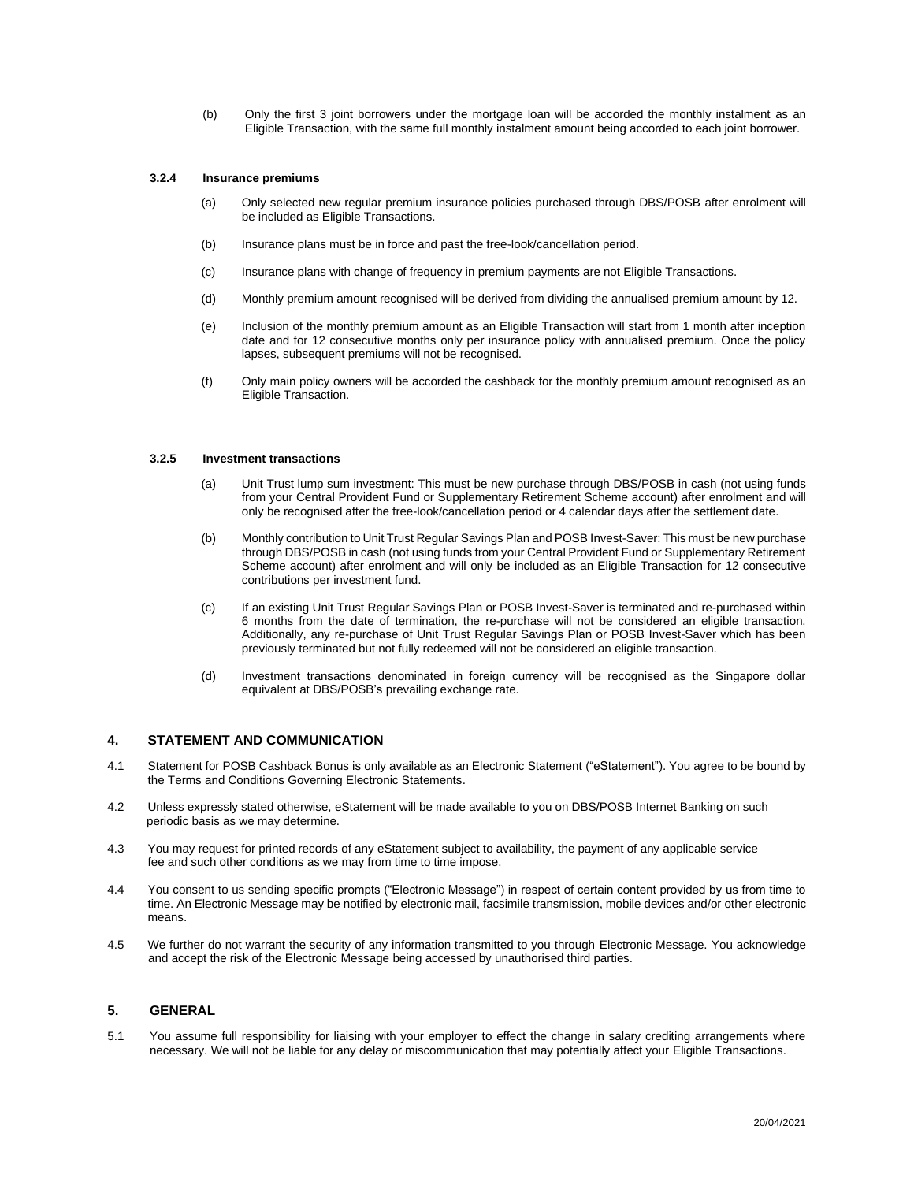(b) Only the first 3 joint borrowers under the mortgage loan will be accorded the monthly instalment as an Eligible Transaction, with the same full monthly instalment amount being accorded to each joint borrower.

#### 3.2.4 Insurance premiums

(a) Only selected new regular premium insurance policies purchased through DBS/POSB after enrolment will be included as Eligible Transactions.

(b) Insurance plans must be in force and past the free-look/cancellation period.

(c) Insurance plans with change of frequency in premium payments are not Eligible Transactions.

(d) Monthly premium amount recognised will be derived from dividing the annualised premium amount by 12.

(e) Inclusion of the monthly premium amount as an Eligible Transaction will start from 1 month after inception date and for 12 consecutive months only per insurance policy with annualised premium. Once the policy lapses, subsequent premiums will not be recognised.

(f) Only main policy owners will be accorded the cashback for the monthly premium amount recognised as an Eligible Transaction.

#### 3.2.5 Investment transactions

(a) Unit Trust lump sum investment: This must be new purchase through DBS/POSB in cash (not using funds from your Central Provident Fund or Supplementary Retirement Scheme account) after enrolment and will only be recognised after the free-look/cancellation period or 4 calendar days after the settlement date.

(b) Monthly contribution to Unit Trust Regular Savings Plan and POSB Invest-Saver: This must be new purchase through DBS/POSB in cash (not using funds from your Central Provident Fund or Supplementary Retirement Scheme account) after enrolment and will only be included as an Eligible Transaction for 12 consecutive contributions per investment fund.

(c) If an existing Unit Trust Regular Savings Plan or POSB Invest-Saver is terminated and re-purchased within 6 months from the date of termination, the re-purchase will not be considered an eligible transaction. Additionally, any re-purchase of Unit Trust Regular Savings Plan or POSB Invest-Saver which has been previously terminated but not fully redeemed will not be considered an eligible transaction.

(d) Investment transactions denominated in foreign currency will be recognised as the Singapore dollar equivalent at DBS/POSB's prevailing exchange rate.

## 4. STATEMENT AND COMMUNICATION

4.1 Statement for POSB Cashback Bonus is only available as an Electronic Statement ("eStatement"). You agree to be bound by the Terms and Conditions Governing Electronic Statements.

4.2 Unless expressly stated otherwise, eStatement will be made available to you on DBS/POSB Internet Banking on such periodic basis as we may determine.

4.3 You may request for printed records of any eStatement subject to availability, the payment of any applicable service fee and such other conditions as we may from time to time impose.

4.4 You consent to us sending specific prompts ("Electronic Message") in respect of certain content provided by us from time to time. An Electronic Message may be notified by electronic mail, facsimile transmission, mobile devices and/or other electronic means.

4.5 We further do not warrant the security of any information transmitted to you through Electronic Message. You acknowledge and accept the risk of the Electronic Message being accessed by unauthorised third parties.

## 5. GENERAL

5.1 You assume full responsibility for liaising with your employer to effect the change in salary crediting arrangements where necessary. We will not be liable for any delay or miscommunication that may potentially affect your Eligible Transactions.

20/04/2021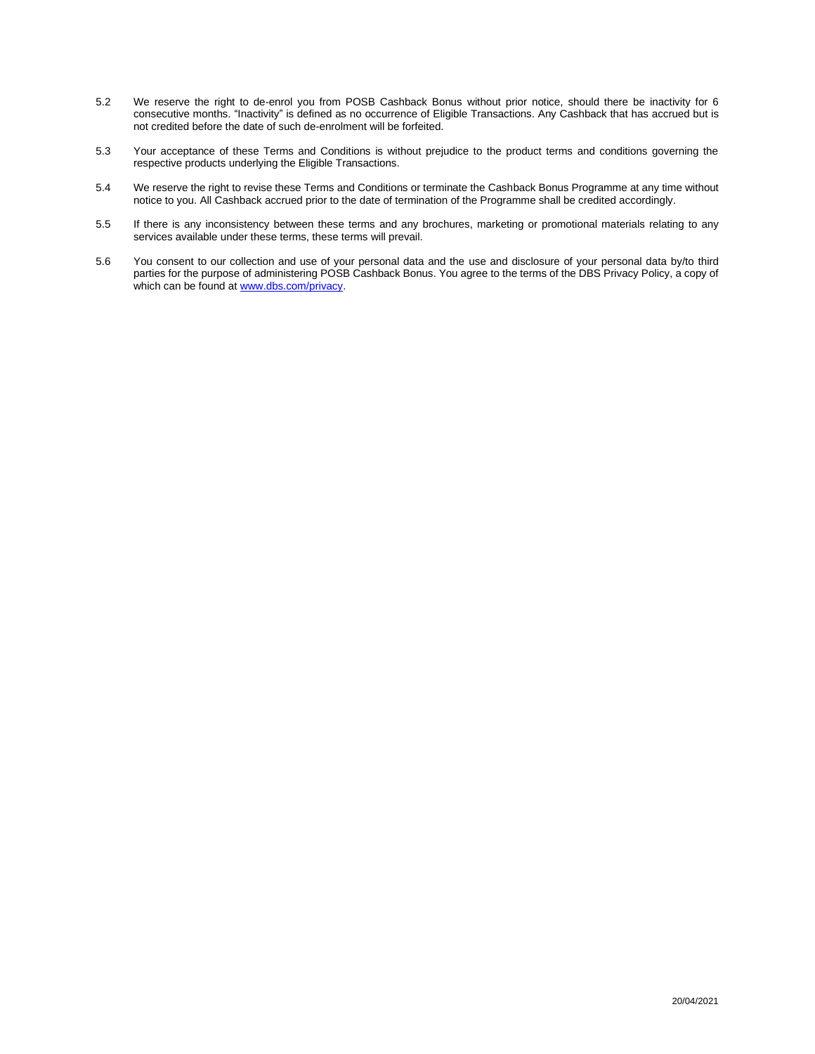5.2 We reserve the right to de-enrol you from POSB Cashback Bonus without prior notice, should there be inactivity for 6 consecutive months. "Inactivity" is defined as no occurrence of Eligible Transactions. Any Cashback that has accrued but is not credited before the date of such de-enrolment will be forfeited.

5.3 Your acceptance of these Terms and Conditions is without prejudice to the product terms and conditions governing the respective products underlying the Eligible Transactions.

5.4 We reserve the right to revise these Terms and Conditions or terminate the Cashback Bonus Programme at any time without notice to you. All Cashback accrued prior to the date of termination of the Programme shall be credited accordingly.

5.5 If there is any inconsistency between these terms and any brochures, marketing or promotional materials relating to any services available under these terms, these terms will prevail.

5.6 You consent to our collection and use of your personal data and the use and disclosure of your personal data by/to third parties for the purpose of administering POSB Cashback Bonus. You agree to the terms of the DBS Privacy Policy, a copy of which can be found at [www.dbs.com/privacy](http://www.dbs.com/privacy).

20/04/2021